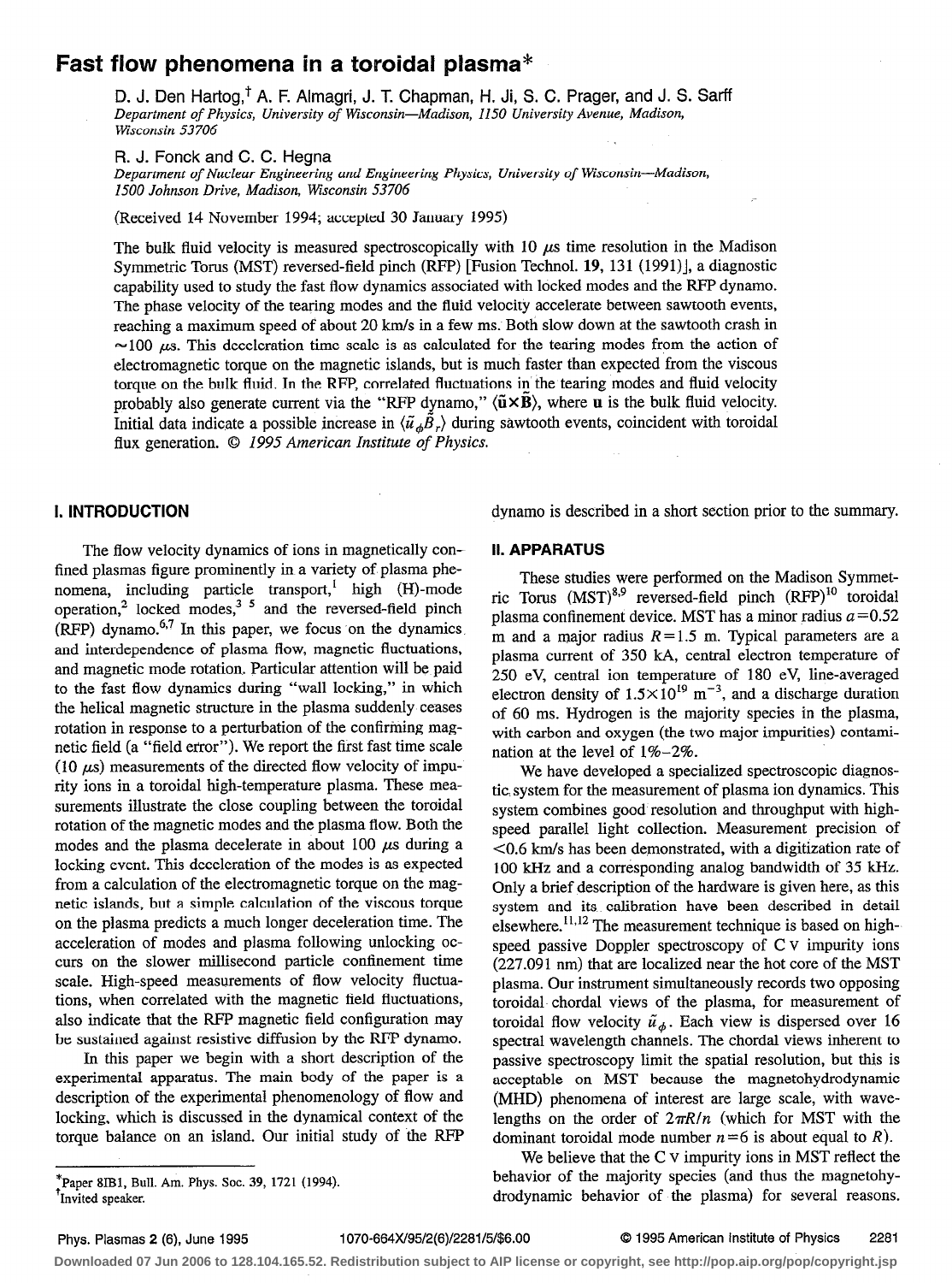# Fast flow phenomena in a toroidal plasma*

D. J. Den Hartog,[†] A. F. Almagri, J. T. Chapman, H. Ji, S. C. Prager, and J. S. Sarff
*Department of Physics, University of Wisconsin—Madison, 1150 University Avenue, Madison, Wisconsin 53706*

R. J. Fonck and C. C. Hegna
*Department of Nuclear Engineering and Engineering Physics, University of Wisconsin—Madison, 1500 Johnson Drive, Madison, Wisconsin 53706*

(Received 14 November 1994; accepted 30 January 1995)

The bulk fluid velocity is measured spectroscopically with 10 $\mu$s time resolution in the Madison Symmetric Torus (MST) reversed-field pinch (RFP) [Fusion Technol. **19**, 131 (1991)], a diagnostic capability used to study the fast flow dynamics associated with locked modes and the RFP dynamo. The phase velocity of the tearing modes and the fluid velocity accelerate between sawtooth events, reaching a maximum speed of about 20 km/s in a few ms. Both slow down at the sawtooth crash in $\sim$100 $\mu$s. This deceleration time scale is as calculated for the tearing modes from the action of electromagnetic torque on the magnetic islands, but is much faster than expected from the viscous torque on the bulk fluid. In the RFP, correlated fluctuations in the tearing modes and fluid velocity probably also generate current via the "RFP dynamo," $\langle \tilde{\mathbf{u}} \times \tilde{\mathbf{B}} \rangle$, where $\mathbf{u}$ is the bulk fluid velocity. Initial data indicate a possible increase in $\langle \tilde{u}_\phi \tilde{B}_r \rangle$ during sawtooth events, coincident with toroidal flux generation. © *1995 American Institute of Physics.*

## I. INTRODUCTION

The flow velocity dynamics of ions in magnetically confined plasmas figure prominently in a variety of plasma phenomena, including particle transport,[1] high (H)-mode operation,[2] locked modes,[3-5] and the reversed-field pinch (RFP) dynamo.[6,7] In this paper, we focus on the dynamics and interdependence of plasma flow, magnetic fluctuations, and magnetic mode rotation. Particular attention will be paid to the fast flow dynamics during "wall locking," in which the helical magnetic structure in the plasma suddenly ceases rotation in response to a perturbation of the confirming magnetic field (a "field error"). We report the first fast time scale (10 $\mu$s) measurements of the directed flow velocity of impurity ions in a toroidal high-temperature plasma. These measurements illustrate the close coupling between the toroidal rotation of the magnetic modes and the plasma flow. Both the modes and the plasma decelerate in about 100 $\mu$s during a locking event. This deceleration of the modes is as expected from a calculation of the electromagnetic torque on the magnetic islands, but a simple calculation of the viscous torque on the plasma predicts a much longer deceleration time. The acceleration of modes and plasma following unlocking occurs on the slower millisecond particle confinement time scale. High-speed measurements of flow velocity fluctuations, when correlated with the magnetic field fluctuations, also indicate that the RFP magnetic field configuration may be sustained against resistive diffusion by the RFP dynamo.

In this paper we begin with a short description of the experimental apparatus. The main body of the paper is a description of the experimental phenomenology of flow and locking, which is discussed in the dynamical context of the torque balance on an island. Our initial study of the RFP dynamo is described in a short section prior to the summary.

## II. APPARATUS

These studies were performed on the Madison Symmetric Torus (MST)[8,9] reversed-field pinch (RFP)[10] toroidal plasma confinement device. MST has a minor radius $a=0.52$ m and a major radius $R=1.5$ m. Typical parameters are a plasma current of 350 kA, central electron temperature of 250 eV, central ion temperature of 180 eV, line-averaged electron density of $1.5\times10^{19}$ m$^{-3}$, and a discharge duration of 60 ms. Hydrogen is the majority species in the plasma, with carbon and oxygen (the two major impurities) contamination at the level of 1%–2%.

We have developed a specialized spectroscopic diagnostic system for the measurement of plasma ion dynamics. This system combines good resolution and throughput with high-speed parallel light collection. Measurement precision of <0.6 km/s has been demonstrated, with a digitization rate of 100 kHz and a corresponding analog bandwidth of 35 kHz. Only a brief description of the hardware is given here, as this system and its calibration have been described in detail elsewhere.[11,12] The measurement technique is based on high-speed passive Doppler spectroscopy of C V impurity ions (227.091 nm) that are localized near the hot core of the MST plasma. Our instrument simultaneously records two opposing toroidal chordal views of the plasma, for measurement of toroidal flow velocity $\tilde{u}_\phi$. Each view is dispersed over 16 spectral wavelength channels. The chordal views inherent to passive spectroscopy limit the spatial resolution, but this is acceptable on MST because the magnetohydrodynamic (MHD) phenomena of interest are large scale, with wavelengths on the order of $2\pi R/n$ (which for MST with the dominant toroidal mode number $n=6$ is about equal to $R$).

We believe that the C V impurity ions in MST reflect the behavior of the majority species (and thus the magnetohydrodynamic behavior of the plasma) for several reasons.

*Paper 8IB1, Bull. Am. Phys. Soc. 39, 1721 (1994).
[†]Invited speaker.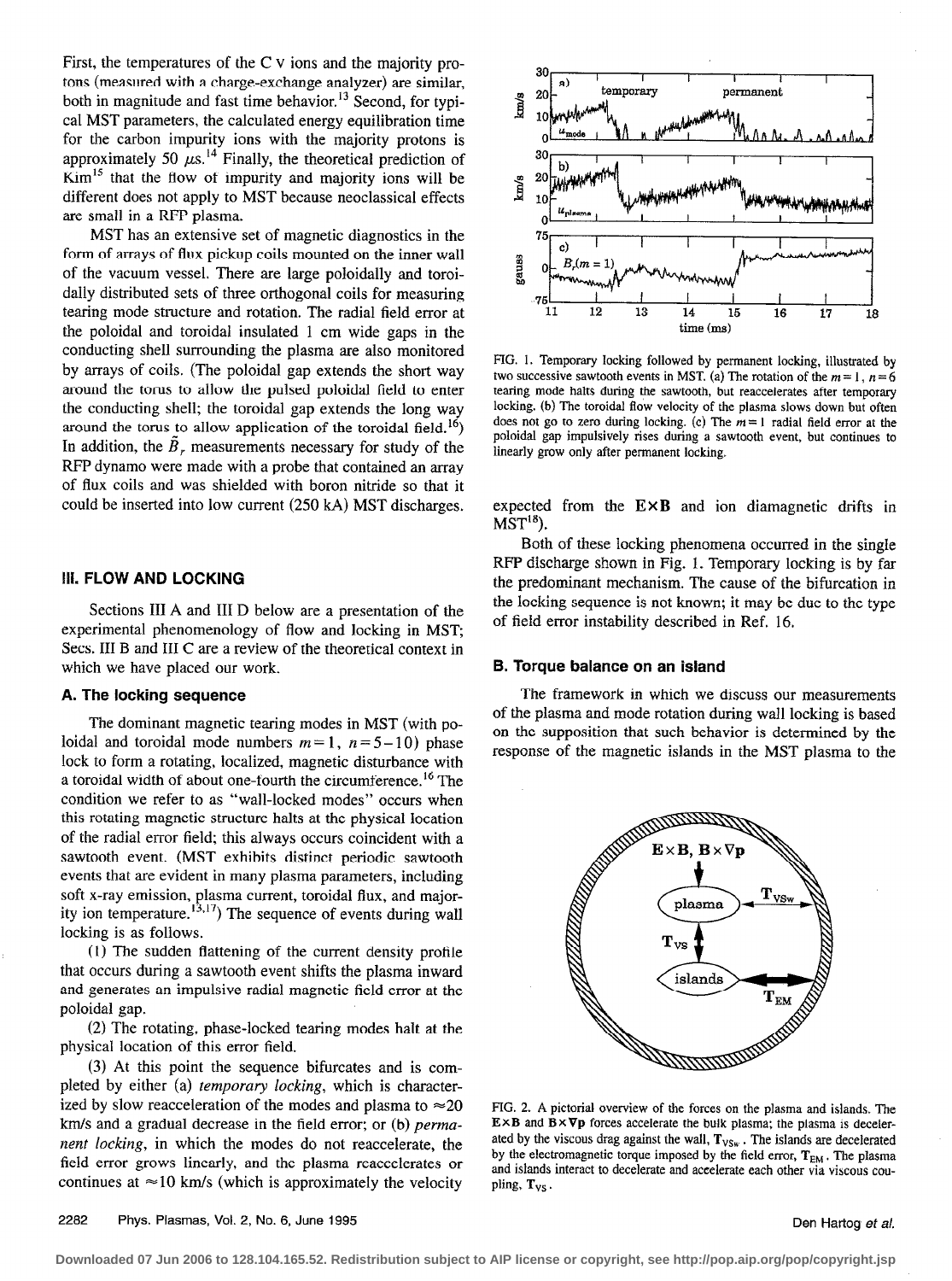First, the temperatures of the C V ions and the majority protons (measured with a charge-exchange analyzer) are similar, both in magnitude and fast time behavior.[13] Second, for typical MST parameters, the calculated energy equilibration time for the carbon impurity ions with the majority protons is approximately 50 $\mu$s.[14] Finally, the theoretical prediction of Kim[15] that the flow of impurity and majority ions will be different does not apply to MST because neoclassical effects are small in a RFP plasma.

MST has an extensive set of magnetic diagnostics in the form of arrays of flux pickup coils mounted on the inner wall of the vacuum vessel. There are large poloidally and toroidally distributed sets of three orthogonal coils for measuring tearing mode structure and rotation. The radial field error at the poloidal and toroidal insulated 1 cm wide gaps in the conducting shell surrounding the plasma are also monitored by arrays of coils. (The poloidal gap extends the short way around the torus to allow the pulsed poloidal field to enter the conducting shell; the toroidal gap extends the long way around the torus to allow application of the toroidal field.[16]) In addition, the $\tilde{B}_r$ measurements necessary for study of the RFP dynamo were made with a probe that contained an array of flux coils and was shielded with boron nitride so that it could be inserted into low current (250 kA) MST discharges.

## III. FLOW AND LOCKING

Sections III A and III D below are a presentation of the experimental phenomenology of flow and locking in MST; Secs. III B and III C are a review of the theoretical context in which we have placed our work.

### A. The locking sequence

The dominant magnetic tearing modes in MST (with poloidal and toroidal mode numbers $m=1$, $n=5-10$) phase lock to form a rotating, localized, magnetic disturbance with a toroidal width of about one-fourth the circumference.[16] The condition we refer to as "wall-locked modes" occurs when this rotating magnetic structure halts at the physical location of the radial error field; this always occurs coincident with a sawtooth event. (MST exhibits distinct periodic sawtooth events that are evident in many plasma parameters, including soft x-ray emission, plasma current, toroidal flux, and majority ion temperature.[13,17]) The sequence of events during wall locking is as follows.

(1) The sudden flattening of the current density profile that occurs during a sawtooth event shifts the plasma inward and generates an impulsive radial magnetic field error at the poloidal gap.

(2) The rotating, phase-locked tearing modes halt at the physical location of this error field.

(3) At this point the sequence bifurcates and is completed by either (a) *temporary locking*, which is characterized by slow reacceleration of the modes and plasma to $\approx$20 km/s and a gradual decrease in the field error; or (b) *permanent locking*, in which the modes do not reaccelerate, the field error grows linearly, and the plasma reaccelerates or continues at $\approx$10 km/s (which is approximately the velocity expected from the $\mathbf{E}\times\mathbf{B}$ and ion diamagnetic drifts in MST[18]).

FIG. 1. Temporary locking followed by permanent locking, illustrated by two successive sawtooth events in MST. (a) The rotation of the $m=1$, $n=6$ tearing mode halts during the sawtooth, but reaccelerates after temporary locking. (b) The toroidal flow velocity of the plasma slows down but often does not go to zero during locking. (c) The $m=1$ radial field error at the poloidal gap impulsively rises during a sawtooth event, but continues to linearly grow only after permanent locking.

Both of these locking phenomena occurred in the single RFP discharge shown in Fig. 1. Temporary locking is by far the predominant mechanism. The cause of the bifurcation in the locking sequence is not known; it may be due to the type of field error instability described in Ref. 16.

### B. Torque balance on an island

The framework in which we discuss our measurements of the plasma and mode rotation during wall locking is based on the supposition that such behavior is determined by the response of the magnetic islands in the MST plasma to the

FIG. 2. A pictorial overview of the forces on the plasma and islands. The $\mathbf{E}\times\mathbf{B}$ and $\mathbf{B}\times\nabla\mathbf{p}$ forces accelerate the bulk plasma; the plasma is decelerated by the viscous drag against the wall, $\mathbf{T}_{\mathrm{VSw}}$. The islands are decelerated by the electromagnetic torque imposed by the field error, $\mathbf{T}_{\mathrm{EM}}$. The plasma and islands interact to decelerate and accelerate each other via viscous coupling, $\mathbf{T}_{\mathrm{VS}}$.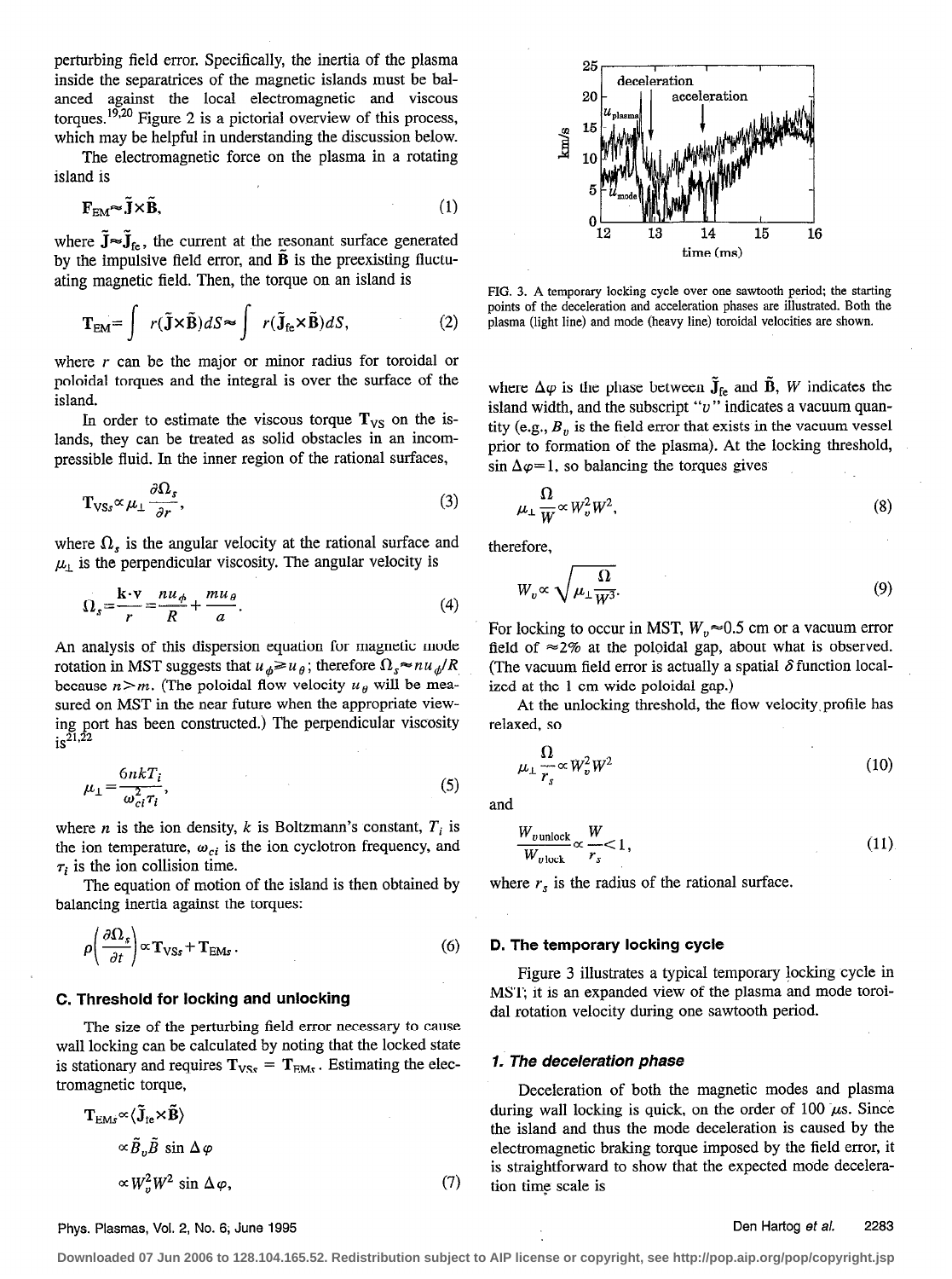perturbing field error. Specifically, the inertia of the plasma inside the separatrices of the magnetic islands must be balanced against the local electromagnetic and viscous torques.[19,20] Figure 2 is a pictorial overview of this process, which may be helpful in understanding the discussion below.

The electromagnetic force on the plasma in a rotating island is

$$\mathbf{F}_{\mathrm{EM}} \approx \tilde{\mathbf{J}} \times \tilde{\mathbf{B}}, \tag{1}$$

where $\tilde{\mathbf{J}} \approx \tilde{\mathbf{J}}_{\mathrm{fe}}$, the current at the resonant surface generated by the impulsive field error, and $\tilde{\mathbf{B}}$ is the preexisting fluctuating magnetic field. Then, the torque on an island is

$$\mathbf{T}_{\mathrm{EM}} = \int r(\tilde{\mathbf{J}} \times \tilde{\mathbf{B}})\, dS \approx \int r(\tilde{\mathbf{J}}_{\mathrm{fe}} \times \tilde{\mathbf{B}})\, dS, \tag{2}$$

where $r$ can be the major or minor radius for toroidal or poloidal torques and the integral is over the surface of the island.

In order to estimate the viscous torque $\mathbf{T}_{\mathrm{VS}}$ on the islands, they can be treated as solid obstacles in an incompressible fluid. In the inner region of the rational surfaces,

$$\mathbf{T}_{\mathrm{VS}s} \propto \mu_{\perp} \frac{\partial \Omega_s}{\partial r}, \tag{3}$$

where $\Omega_s$ is the angular velocity at the rational surface and $\mu_{\perp}$ is the perpendicular viscosity. The angular velocity is

$$\Omega_s = \frac{\mathbf{k} \cdot \mathbf{v}}{r} = \frac{n u_{\phi}}{R} + \frac{m u_{\theta}}{a}. \tag{4}$$

An analysis of this dispersion equation for magnetic mode rotation in MST suggests that $u_{\phi} \gg u_{\theta}$; therefore $\Omega_s \approx n u_{\phi}/R$ because $n \gg m$. (The poloidal flow velocity $u_{\theta}$ will be measured on MST in the near future when the appropriate viewing port has been constructed.) The perpendicular viscosity is[21,22]

$$\mu_{\perp} = \frac{6nkT_i}{\omega_{ci}^2 \tau_i}, \tag{5}$$

where $n$ is the ion density, $k$ is Boltzmann's constant, $T_i$ is the ion temperature, $\omega_{ci}$ is the ion cyclotron frequency, and $\tau_i$ is the ion collision time.

The equation of motion of the island is then obtained by balancing inertia against the torques:

$$\rho \left( \frac{\partial \Omega_s}{\partial t} \right) \propto \mathbf{T}_{\mathrm{VS}s} + \mathbf{T}_{\mathrm{EM}s}. \tag{6}$$

### C. Threshold for locking and unlocking

The size of the perturbing field error necessary to cause wall locking can be calculated by noting that the locked state is stationary and requires $\mathbf{T}_{\mathrm{VS}s} = \mathbf{T}_{\mathrm{EM}s}$. Estimating the electromagnetic torque,

$$\begin{aligned} \mathbf{T}_{\mathrm{EM}s} &\propto \langle \tilde{\mathbf{J}}_{\mathrm{fe}} \times \tilde{\mathbf{B}} \rangle \\ &\propto \tilde{B}_v \tilde{B} \sin \Delta\varphi \\ &\propto W_v^2 W^2 \sin \Delta\varphi, \end{aligned} \tag{7}$$

where $\Delta\varphi$ is the phase between $\tilde{\mathbf{J}}_{\mathrm{fe}}$ and $\tilde{\mathbf{B}}$, $W$ indicates the island width, and the subscript "$v$" indicates a vacuum quantity (e.g., $B_v$ is the field error that exists in the vacuum vessel prior to formation of the plasma). At the locking threshold, $\sin \Delta\varphi = 1$, so balancing the torques gives

$$\mu_{\perp} \frac{\Omega}{W} \propto W_v^2 W^2, \tag{8}$$

therefore,

$$W_v \propto \sqrt{\mu_{\perp} \frac{\Omega}{W^3}}. \tag{9}$$

For locking to occur in MST, $W_v \approx 0.5$ cm or a vacuum error field of $\approx 2\%$ at the poloidal gap, about what is observed. (The vacuum field error is actually a spatial $\delta$ function localized at the 1 cm wide poloidal gap.)

At the unlocking threshold, the flow velocity profile has relaxed, so

$$\mu_{\perp} \frac{\Omega}{r_s} \propto W_v^2 W^2 \tag{10}$$

and

$$\frac{W_{v\,\mathrm{unlock}}}{W_{v\,\mathrm{lock}}} \propto \frac{W}{r_s} < 1, \tag{11}$$

where $r_s$ is the radius of the rational surface.

### D. The temporary locking cycle

Figure 3 illustrates a typical temporary locking cycle in MST; it is an expanded view of the plasma and mode toroidal rotation velocity during one sawtooth period.

FIG. 3. A temporary locking cycle over one sawtooth period; the starting points of the deceleration and acceleration phases are illustrated. Both the plasma (light line) and mode (heavy line) toroidal velocities are shown.

#### 1. The deceleration phase

Deceleration of both the magnetic modes and plasma during wall locking is quick, on the order of 100 μs. Since the island and thus the mode deceleration is caused by the electromagnetic braking torque imposed by the field error, it is straightforward to show that the expected mode deceleration time scale is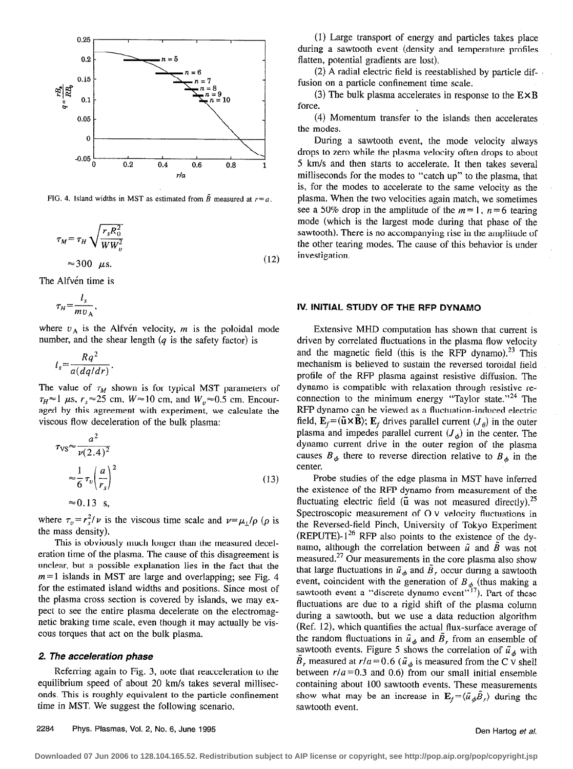FIG. 4. Island widths in MST as estimated from $\tilde{B}$ measured at $r=a$.

$$\tau_M = \tau_H \sqrt{\frac{r_s R_0^2}{W W_v^2}} \approx 300\ \mu\text{s}. \tag{12}$$

The Alfvén time is

$$\tau_H = \frac{l_s}{m v_A},$$

where $v_A$ is the Alfvén velocity, $m$ is the poloidal mode number, and the shear length ($q$ is the safety factor) is

$$l_s = \frac{R q^2}{a(dq/dr)}.$$

The value of $\tau_M$ shown is for typical MST parameters of $\tau_H \approx 1\ \mu$s, $r_s \approx 25$ cm, $W \approx 10$ cm, and $W_v \approx 0.5$ cm. Encouraged by this agreement with experiment, we calculate the viscous flow deceleration of the bulk plasma:

$$\tau_{VS} \approx \frac{a^2}{\nu(2.4)^2} \approx \frac{1}{6}\tau_v\left(\frac{a}{r_s}\right)^2 \approx 0.13\ \text{s}, \tag{13}$$

where $\tau_v = r_s^2/\nu$ is the viscous time scale and $\nu = \mu_\perp/\rho$ ($\rho$ is the mass density).

This is obviously much longer than the measured deceleration time of the plasma. The cause of this disagreement is unclear, but a possible explanation lies in the fact that the $m=1$ islands in MST are large and overlapping; see Fig. 4 for the estimated island widths and positions. Since most of the plasma cross section is covered by islands, we may expect to see the entire plasma decelerate on the electromagnetic braking time scale, even though it may actually be viscous torques that act on the bulk plasma.

### 2. The acceleration phase

Referring again to Fig. 3, note that reacceleration to the equilibrium speed of about 20 km/s takes several milliseconds. This is roughly equivalent to the particle confinement time in MST. We suggest the following scenario.

(1) Large transport of energy and particles takes place during a sawtooth event (density and temperature profiles flatten, potential gradients are lost).

(2) A radial electric field is reestablished by particle diffusion on a particle confinement time scale.

(3) The bulk plasma accelerates in response to the $\mathbf{E}\times\mathbf{B}$ force.

(4) Momentum transfer to the islands then accelerates the modes.

During a sawtooth event, the mode velocity always drops to zero while the plasma velocity often drops to about 5 km/s and then starts to accelerate. It then takes several milliseconds for the modes to "catch up" to the plasma, that is, for the modes to accelerate to the same velocity as the plasma. When the two velocities again match, we sometimes see a 50% drop in the amplitude of the $m=1$, $n=6$ tearing mode (which is the largest mode during that phase of the sawtooth). There is no accompanying rise in the amplitude of the other tearing modes. The cause of this behavior is under investigation.

## IV. INITIAL STUDY OF THE RFP DYNAMO

Extensive MHD computation has shown that current is driven by correlated fluctuations in the plasma flow velocity and the magnetic field (this is the RFP dynamo).[23] This mechanism is believed to sustain the reversed toroidal field profile of the RFP plasma against resistive diffusion. The dynamo is compatible with relaxation through resistive reconnection to the minimum energy "Taylor state."[24] The RFP dynamo can be viewed as a fluctuation-induced electric field, $\mathbf{E}_f = \langle \tilde{\mathbf{u}} \times \tilde{\mathbf{B}} \rangle$; $\mathbf{E}_f$ drives parallel current ($J_\theta$) in the outer plasma and impedes parallel current ($J_\phi$) in the center. The dynamo current drive in the outer region of the plasma causes $B_\phi$ there to reverse direction relative to $B_\phi$ in the center.

Probe studies of the edge plasma in MST have inferred the existence of the RFP dynamo from measurement of the fluctuating electric field ($\tilde{\mathbf{u}}$ was not measured directly).[25] Spectroscopic measurement of O V velocity fluctuations in the Reversed-field Pinch, University of Tokyo Experiment (REPUTE)-1[26] RFP also points to the existence of the dynamo, although the correlation between $\tilde{u}$ and $\tilde{B}$ was not measured.[27] Our measurements in the core plasma also show that large fluctuations in $\tilde{u}_\phi$ and $\tilde{B}_r$ occur during a sawtooth event, coincident with the generation of $B_\phi$ (thus making a sawtooth event a "discrete dynamo event"[17]). Part of these fluctuations are due to a rigid shift of the plasma column during a sawtooth, but we use a data reduction algorithm (Ref. 12), which quantifies the actual flux-surface average of the random fluctuations in $\tilde{u}_\phi$ and $\tilde{B}_r$ from an ensemble of sawtooth events. Figure 5 shows the correlation of $\tilde{u}_\phi$ with $\tilde{B}_r$ measured at $r/a=0.6$ ($\tilde{u}_\phi$ is measured from the C V shell between $r/a=0.3$ and 0.6) from our small initial ensemble containing about 100 sawtooth events. These measurements show what may be an increase in $\mathbf{E}_f = \langle \tilde{u}_\phi \tilde{B}_r \rangle$ during the sawtooth event.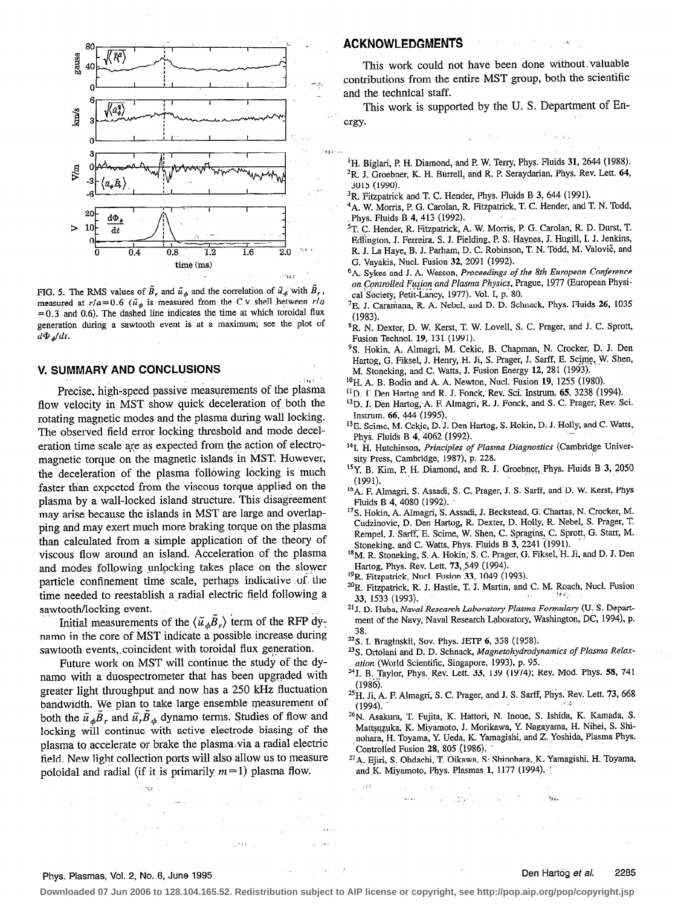80
gauss
40
0
$\sqrt{\langle \tilde{B}_r^2 \rangle}$

6
km/s
3
0
$\sqrt{\langle \tilde{u}_\phi^2 \rangle}$

3
0
V/m
-3
-6
$\langle \tilde{u}_\phi \tilde{B}_r \rangle$

20
V
10
0
$\frac{d\Phi_\phi}{dt}$

0
0.4
0.8
1.2
1.6
2.0
time (ms)

FIG. 5. The RMS values of $\tilde{B}_r$ and $\tilde{u}_\phi$ and the correlation of $\tilde{u}_\phi$ with $\tilde{B}_r$, measured at $r/a=0.6$ ($\tilde{u}_\phi$ is measured from the C v shell between $r/a=0.3$ and 0.6). The dashed line indicates the time at which toroidal flux generation during a sawtooth event is at a maximum; see the plot of $d\Phi_\phi/dt$.

## V. SUMMARY AND CONCLUSIONS

Precise, high-speed passive measurements of the plasma flow velocity in MST show quick deceleration of both the rotating magnetic modes and the plasma during wall locking. The observed field error locking threshold and mode deceleration time scale are as expected from the action of electromagnetic torque on the magnetic islands in MST. However, the deceleration of the plasma following locking is much faster than expected from the viscous torque applied on the plasma by a wall-locked island structure. This disagreement may arise because the islands in MST are large and overlapping and may exert much more braking torque on the plasma than calculated from a simple application of the theory of viscous flow around an island. Acceleration of the plasma and modes following unlocking takes place on the slower particle confinement time scale, perhaps indicative of the time needed to reestablish a radial electric field following a sawtooth/locking event.

Initial measurements of the $\langle \tilde{u}_\phi \tilde{B}_r \rangle$ term of the RFP dynamo in the core of MST indicate a possible increase during sawtooth events, coincident with toroidal flux generation.

Future work on MST will continue the study of the dynamo with a duospectrometer that has been upgraded with greater light throughput and now has a 250 kHz fluctuation bandwidth. We plan to take large ensemble measurement of both the $\tilde{u}_\phi \tilde{B}_r$ and $\tilde{u}_r \tilde{B}_\phi$ dynamo terms. Studies of flow and locking will continue with active electrode biasing of the plasma to accelerate or brake the plasma via a radial electric field. New light collection ports will also allow us to measure poloidal and radial (if it is primarily $m=1$) plasma flow.

## ACKNOWLEDGMENTS

This work could not have been done without valuable contributions from the entire MST group, both the scientific and the technical staff.

This work is supported by the U. S. Department of Energy.

[1] H. Biglari, P. H. Diamond, and P. W. Terry, Phys. Fluids **31**, 2644 (1988).
[2] R. J. Groebner, K. H. Burrell, and R. P. Seraydarian, Phys. Rev. Lett. **64**, 3015 (1990).
[3] R. Fitzpatrick and T. C. Hender, Phys. Fluids B **3**, 644 (1991).
[4] A. W. Morris, P. G. Carolan, R. Fitzpatrick, T. C. Hender, and T. N. Todd, Phys. Fluids B **4**, 413 (1992).
[5] T. C. Hender, R. Fitzpatrick, A. W. Morris, P. G. Carolan, R. D. Durst, T. Edlington, J. Ferreira, S. J. Fielding, P. S. Haynes, J. Hugill, I. J. Jenkins, R. J. La Haye, B. J. Parham, D. C. Robinson, T. N. Todd, M. Valovič, and G. Vayakis, Nucl. Fusion **32**, 2091 (1992).
[6] A. Sykes and J. A. Wesson, *Proceedings of the 8th European Conference on Controlled Fusion and Plasma Physics*, Prague, 1977 (European Physical Society, Petit-Lancy, 1977). Vol. I, p. 80.
[7] E. J. Caramana, R. A. Nebel, and D. D. Schnack, Phys. Fluids **26**, 1035 (1983).
[8] R. N. Dexter, D. W. Kerst, T. W. Lovell, S. C. Prager, and J. C. Sprott, Fusion Technol. **19**, 131 (1991).
[9] S. Hokin, A. Almagri, M. Cekic, B. Chapman, N. Crocker, D. J. Den Hartog, G. Fiksel, J. Henry, H. Ji, S. Prager, J. Sarff, E. Scime, W. Shen, M. Stoneking, and C. Watts, J. Fusion Energy **12**, 281 (1993).
[10] H. A. B. Bodin and A. A. Newton, Nucl. Fusion **19**, 1255 (1980).
[11] D. J. Den Hartog and R. J. Fonck, Rev. Sci. Instrum. **65**, 3238 (1994).
[12] D. J. Den Hartog, A. F. Almagri, R. J. Fonck, and S. C. Prager, Rev. Sci. Instrum. **66**, 444 (1995).
[13] E. Scime, M. Cekic, D. J. Den Hartog, S. Hokin, D. J. Holly, and C. Watts, Phys. Fluids B **4**, 4062 (1992).
[14] I. H. Hutchinson, *Principles of Plasma Diagnostics* (Cambridge University Press, Cambridge, 1987), p. 228.
[15] Y. B. Kim, P. H. Diamond, and R. J. Groebner, Phys. Fluids B **3**, 2050 (1991).
[16] A. F. Almagri, S. Assadi, S. C. Prager, J. S. Sarff, and D. W. Kerst, Phys Fluids B **4**, 4080 (1992).
[17] S. Hokin, A. Almagri, S. Assadi, J. Beckstead, G. Chartas, N. Crocker, M. Cudzinovic, D. Den Hartog, R. Dexter, D. Holly, R. Nebel, S. Prager, T. Rempel, J. Sarff, E. Scime, W. Shen, C. Spragins, C. Sprott, G. Starr, M. Stoneking, and C. Watts, Phys. Fluids B **3**, 2241 (1991).
[18] M. R. Stoneking, S. A. Hokin, S. C. Prager, G. Fiksel, H. Ji, and D. J. Den Hartog, Phys. Rev. Lett. **73**, 549 (1994).
[19] R. Fitzpatrick, Nucl. Fusion **33**, 1049 (1993).
[20] R. Fitzpatrick, R. J. Hastie, T. J. Martin, and C. M. Roach, Nucl. Fusion **33**, 1533 (1993).
[21] J. D. Huba, *Naval Research Laboratory Plasma Formulary* (U. S. Department of the Navy, Naval Research Laboratory, Washington, DC, 1994), p. 38.
[22] S. I. Braginskii, Sov. Phys. JETP **6**, 358 (1958).
[23] S. Ortolani and D. D. Schnack, *Magnetohydrodynamics of Plasma Relaxation* (World Scientific, Singapore, 1993), p. 95.
[24] J. B. Taylor, Phys. Rev. Lett. **33**, 139 (1974); Rev. Mod. Phys. **58**, 741 (1986).
[25] H. Ji, A. F. Almagri, S. C. Prager, and J. S. Sarff, Phys. Rev. Lett. **73**, 668 (1994).
[26] N. Asakura, T. Fujita, K. Hattori, N. Inoue, S. Ishida, K. Kamada, S. Mattsuzuka, K. Miyamoto, J. Morikawa, Y. Nagayama, H. Nihei, S. Shinohara, H. Toyama, Y. Ueda, K. Yamagishi, and Z. Yoshida, Plasma Phys. Controlled Fusion **28**, 805 (1986).
[27] A. Ejiri, S. Ohdachi, T. Oikawa, S. Shinohara, K. Yamagishi, H. Toyama, and K. Miyamoto, Phys. Plasmas **1**, 1177 (1994).